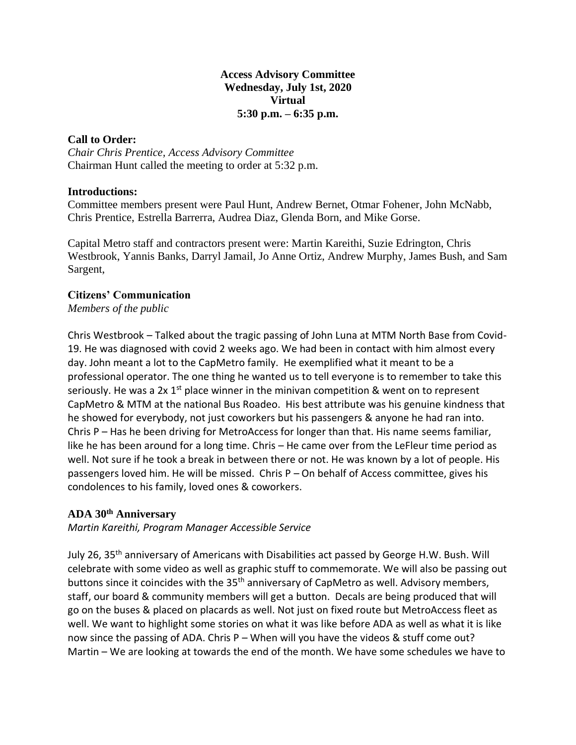**Access Advisory Committee**
**Wednesday, July 1st, 2020**
**Virtual**
**5:30 p.m. – 6:35 p.m.**

**Call to Order:**

*Chair Chris Prentice, Access Advisory Committee*
Chairman Hunt called the meeting to order at 5:32 p.m.

**Introductions:**

Committee members present were Paul Hunt, Andrew Bernet, Otmar Fohener, John McNabb, Chris Prentice, Estrella Barrerra, Audrea Diaz, Glenda Born, and Mike Gorse.

Capital Metro staff and contractors present were: Martin Kareithi, Suzie Edrington, Chris Westbrook, Yannis Banks, Darryl Jamail, Jo Anne Ortiz, Andrew Murphy, James Bush, and Sam Sargent,

**Citizens' Communication**

*Members of the public*

Chris Westbrook – Talked about the tragic passing of John Luna at MTM North Base from Covid-19. He was diagnosed with covid 2 weeks ago. We had been in contact with him almost every day. John meant a lot to the CapMetro family. He exemplified what it meant to be a professional operator. The one thing he wanted us to tell everyone is to remember to take this seriously. He was a 2x 1st place winner in the minivan competition & went on to represent CapMetro & MTM at the national Bus Roadeo. His best attribute was his genuine kindness that he showed for everybody, not just coworkers but his passengers & anyone he had ran into. Chris P – Has he been driving for MetroAccess for longer than that. His name seems familiar, like he has been around for a long time. Chris – He came over from the LeFleur time period as well. Not sure if he took a break in between there or not. He was known by a lot of people. His passengers loved him. He will be missed. Chris P – On behalf of Access committee, gives his condolences to his family, loved ones & coworkers.

**ADA 30th Anniversary**

*Martin Kareithi, Program Manager Accessible Service*

July 26, 35th anniversary of Americans with Disabilities act passed by George H.W. Bush. Will celebrate with some video as well as graphic stuff to commemorate. We will also be passing out buttons since it coincides with the 35th anniversary of CapMetro as well. Advisory members, staff, our board & community members will get a button. Decals are being produced that will go on the buses & placed on placards as well. Not just on fixed route but MetroAccess fleet as well. We want to highlight some stories on what it was like before ADA as well as what it is like now since the passing of ADA. Chris P – When will you have the videos & stuff come out? Martin – We are looking at towards the end of the month. We have some schedules we have to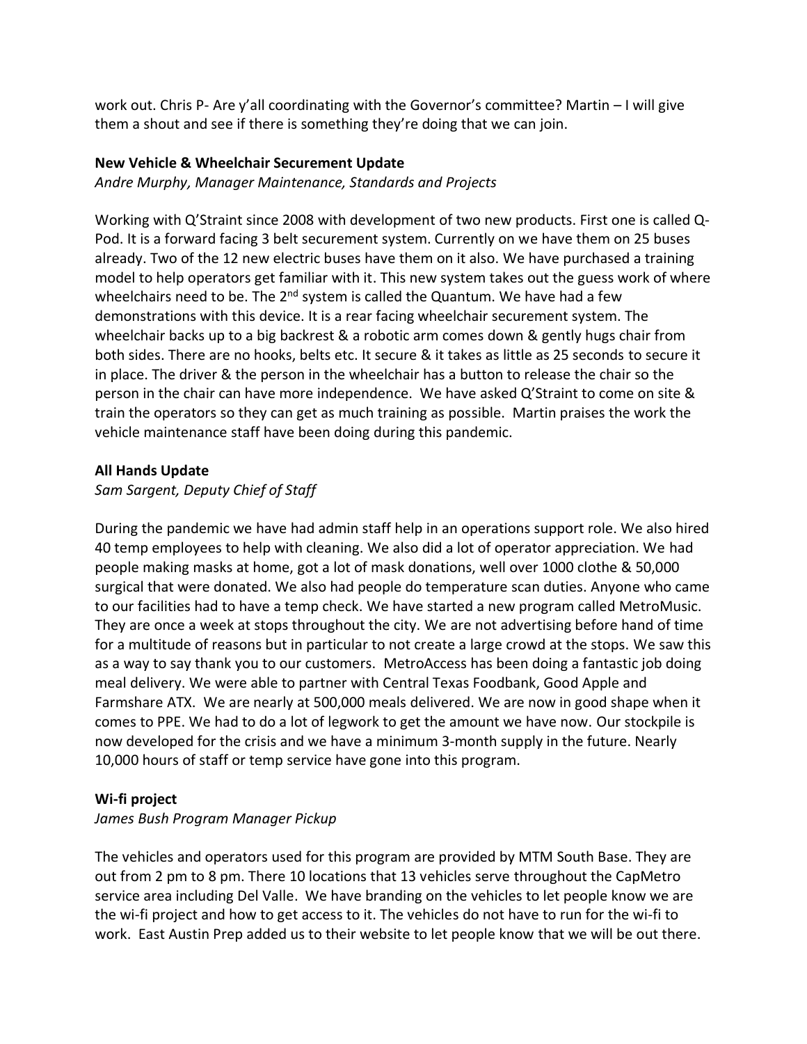work out. Chris P- Are y'all coordinating with the Governor's committee? Martin – I will give them a shout and see if there is something they're doing that we can join.

**New Vehicle & Wheelchair Securement Update**

*Andre Murphy, Manager Maintenance, Standards and Projects*

Working with Q'Straint since 2008 with development of two new products. First one is called Q-Pod. It is a forward facing 3 belt securement system. Currently on we have them on 25 buses already. Two of the 12 new electric buses have them on it also. We have purchased a training model to help operators get familiar with it. This new system takes out the guess work of where wheelchairs need to be. The 2nd system is called the Quantum. We have had a few demonstrations with this device. It is a rear facing wheelchair securement system. The wheelchair backs up to a big backrest & a robotic arm comes down & gently hugs chair from both sides. There are no hooks, belts etc. It secure & it takes as little as 25 seconds to secure it in place. The driver & the person in the wheelchair has a button to release the chair so the person in the chair can have more independence. We have asked Q'Straint to come on site & train the operators so they can get as much training as possible. Martin praises the work the vehicle maintenance staff have been doing during this pandemic.

**All Hands Update**

*Sam Sargent, Deputy Chief of Staff*

During the pandemic we have had admin staff help in an operations support role. We also hired 40 temp employees to help with cleaning. We also did a lot of operator appreciation. We had people making masks at home, got a lot of mask donations, well over 1000 clothe & 50,000 surgical that were donated. We also had people do temperature scan duties. Anyone who came to our facilities had to have a temp check. We have started a new program called MetroMusic. They are once a week at stops throughout the city. We are not advertising before hand of time for a multitude of reasons but in particular to not create a large crowd at the stops. We saw this as a way to say thank you to our customers. MetroAccess has been doing a fantastic job doing meal delivery. We were able to partner with Central Texas Foodbank, Good Apple and Farmshare ATX. We are nearly at 500,000 meals delivered. We are now in good shape when it comes to PPE. We had to do a lot of legwork to get the amount we have now. Our stockpile is now developed for the crisis and we have a minimum 3-month supply in the future. Nearly 10,000 hours of staff or temp service have gone into this program.

**Wi-fi project**

*James Bush Program Manager Pickup*

The vehicles and operators used for this program are provided by MTM South Base. They are out from 2 pm to 8 pm. There 10 locations that 13 vehicles serve throughout the CapMetro service area including Del Valle. We have branding on the vehicles to let people know we are the wi-fi project and how to get access to it. The vehicles do not have to run for the wi-fi to work. East Austin Prep added us to their website to let people know that we will be out there.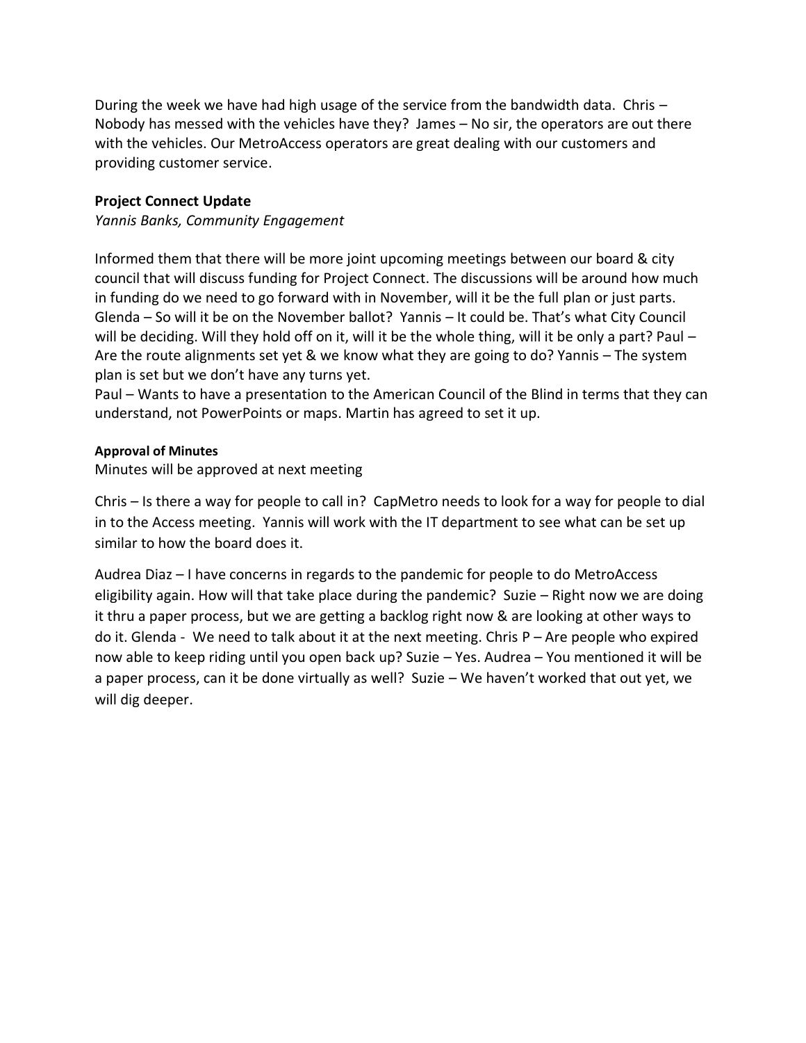During the week we have had high usage of the service from the bandwidth data. Chris – Nobody has messed with the vehicles have they? James – No sir, the operators are out there with the vehicles. Our MetroAccess operators are great dealing with our customers and providing customer service.

**Project Connect Update**

*Yannis Banks, Community Engagement*

Informed them that there will be more joint upcoming meetings between our board & city council that will discuss funding for Project Connect. The discussions will be around how much in funding do we need to go forward with in November, will it be the full plan or just parts. Glenda – So will it be on the November ballot? Yannis – It could be. That's what City Council will be deciding. Will they hold off on it, will it be the whole thing, will it be only a part? Paul – Are the route alignments set yet & we know what they are going to do? Yannis – The system plan is set but we don't have any turns yet.

Paul – Wants to have a presentation to the American Council of the Blind in terms that they can understand, not PowerPoints or maps. Martin has agreed to set it up.

**Approval of Minutes**

Minutes will be approved at next meeting

Chris – Is there a way for people to call in? CapMetro needs to look for a way for people to dial in to the Access meeting. Yannis will work with the IT department to see what can be set up similar to how the board does it.

Audrea Diaz – I have concerns in regards to the pandemic for people to do MetroAccess eligibility again. How will that take place during the pandemic? Suzie – Right now we are doing it thru a paper process, but we are getting a backlog right now & are looking at other ways to do it. Glenda - We need to talk about it at the next meeting. Chris P – Are people who expired now able to keep riding until you open back up? Suzie – Yes. Audrea – You mentioned it will be a paper process, can it be done virtually as well? Suzie – We haven't worked that out yet, we will dig deeper.